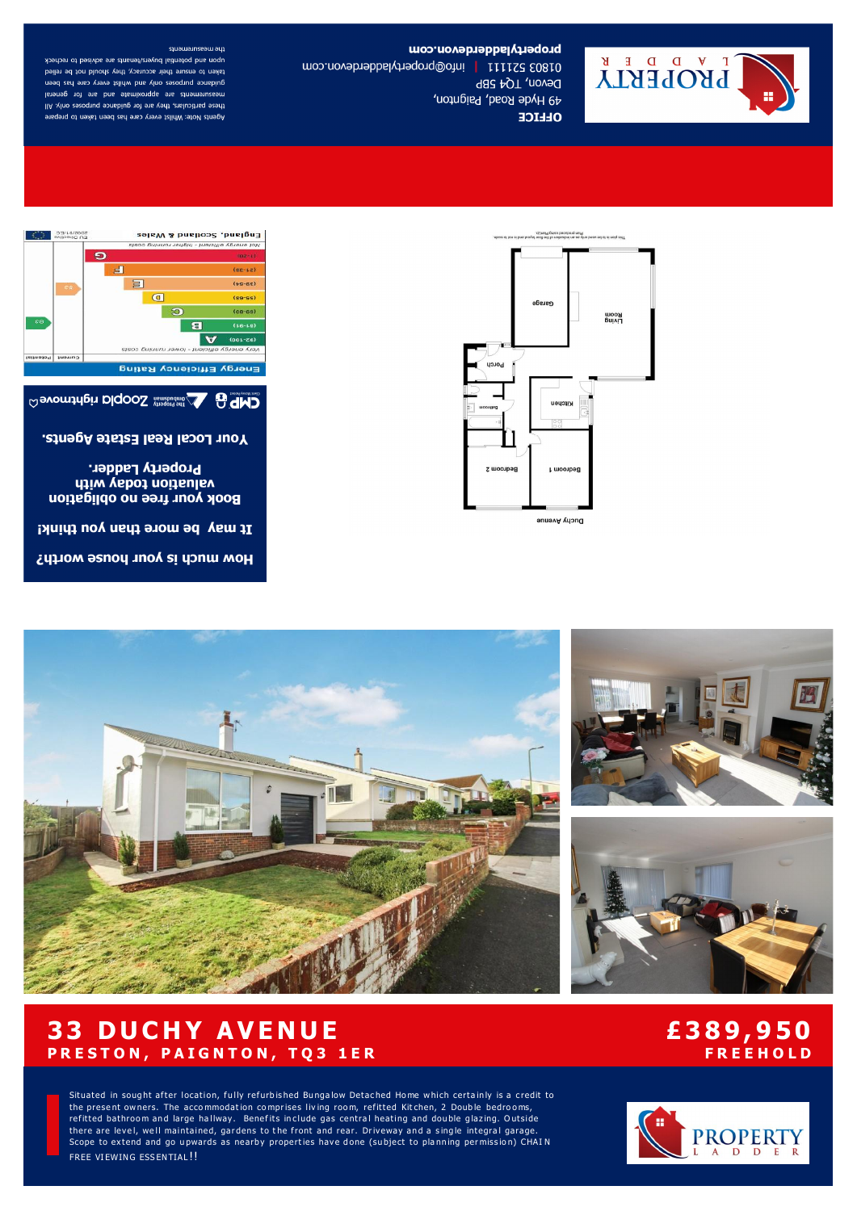# 33 DUCHY AVENUE

## PRESTON, PAIGNTON, TQ3 1ER

## £389,950

**FREEHOLD**

Situated in sought after location, fully refurbished Bungalow Detached Home which certainly is a credit to the present owners. The accommodation comprises living room, refitted Kitchen, 2 Double bedrooms, refitted bathroom and large hallway. Benefits include gas central heating and double glazing. Outside there are level, well maintained, gardens to the front and rear. Driveway and a single integral garage. Scope to extend and go upwards as nearby properties have done (subject to planning permission) CHAIN FREE VIEWING ESSENTIAL!!

**How much is your house worth?**

**It may be more than you think!**

**Book your free no obligation valuation today with Property Ladder.**

**Your Local Real Estate Agents.**

CMP | The Property Ombudsman | Zoopla | rightmove

**Energy Efficiency Rating**

| | Current | Potential |
|---|---|---|
| Very energy efficient - lower running costs | | |
| (92-100) A | | |
| (81-91) B | | 83 |
| (69-80) C | | |
| (55-68) D | | |
| (39-54) E | 53 | |
| (21-38) F | | |
| (1-20) G | | |
| Not energy efficient - higher running costs | | |

England, Scotland & Wales — EU Directive 2002/91/EC

Duchy Avenue — Bedroom 1, Bedroom 2, Bathroom, Kitchen, Porch, Living Room, Garage

This plan is for layout guidance only. Not drawn to scale unless stated.

**OFFICE**

49 Hyde Road, Paignton,
Devon, TQ4 5BP
01803 521111 | info@propertyladderdevon.com

**propertyladderdevon.com**

Agents Note: Whilst every care has been taken to prepare these particulars, they are for guidance purposes only. All measurements are approximate and are for general guidance purposes only and whilst every care has been taken to ensure their accuracy, they should not be relied upon and potential buyers/tenants are advised to recheck the measurements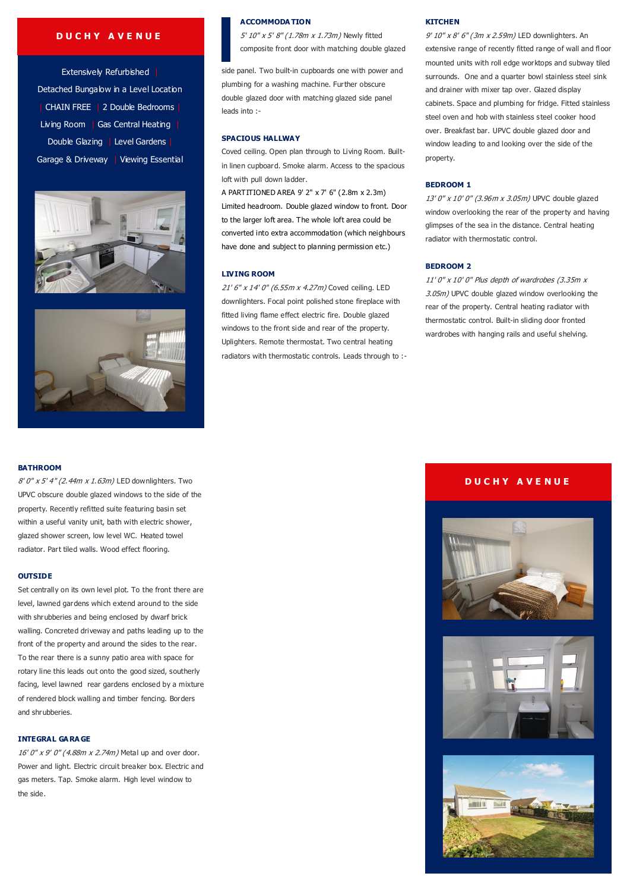## DUCHY AVENUE

Extensively Refurbished | Detached Bungalow in a Level Location | CHAIN FREE | 2 Double Bedrooms | Living Room | Gas Central Heating | Double Glazing | Level Gardens | Garage & Driveway | Viewing Essential

### ACCOMMODATION

*5' 10" x 5' 8" (1.78m x 1.73m)* Newly fitted composite front door with matching double glazed side panel. Two built-in cupboards one with power and plumbing for a washing machine. Further obscure double glazed door with matching glazed side panel leads into :-

### SPACIOUS HALLWAY

Coved ceiling. Open plan through to Living Room. Built-in linen cupboard. Smoke alarm. Access to the spacious loft with pull down ladder.

A PARTITIONED AREA 9' 2" x 7' 6" (2.8m x 2.3m) Limited headroom. Double glazed window to front. Door to the larger loft area. The whole loft area could be converted into extra accommodation (which neighbours have done and subject to planning permission etc.)

### LIVING ROOM

*21' 6" x 14' 0" (6.55m x 4.27m)* Coved ceiling. LED downlighters. Focal point polished stone fireplace with fitted living flame effect electric fire. Double glazed windows to the front side and rear of the property. Uplighters. Remote thermostat. Two central heating radiators with thermostatic controls. Leads through to :-

### KITCHEN

*9' 10" x 8' 6" (3m x 2.59m)* LED downlighters. An extensive range of recently fitted range of wall and floor mounted units with roll edge worktops and subway tiled surrounds. One and a quarter bowl stainless steel sink and drainer with mixer tap over. Glazed display cabinets. Space and plumbing for fridge. Fitted stainless steel oven and hob with stainless steel cooker hood over. Breakfast bar. UPVC double glazed door and window leading to and looking over the side of the property.

### BEDROOM 1

*13' 0" x 10' 0" (3.96m x 3.05m)* UPVC double glazed window overlooking the rear of the property and having glimpses of the sea in the distance. Central heating radiator with thermostatic control.

### BEDROOM 2

*11' 0" x 10' 0" Plus depth of wardrobes (3.35m x 3.05m)* UPVC double glazed window overlooking the rear of the property. Central heating radiator with thermostatic control. Built-in sliding door fronted wardrobes with hanging rails and useful shelving.

### BATHROOM

*8' 0" x 5' 4" (2.44m x 1.63m)* LED downlighters. Two UPVC obscure double glazed windows to the side of the property. Recently refitted suite featuring basin set within a useful vanity unit, bath with electric shower, glazed shower screen, low level WC. Heated towel radiator. Part tiled walls. Wood effect flooring.

### OUTSIDE

Set centrally on its own level plot. To the front there are level, lawned gardens which extend around to the side with shrubberies and being enclosed by dwarf brick walling. Concreted driveway and paths leading up to the front of the property and around the sides to the rear. To the rear there is a sunny patio area with space for rotary line this leads out onto the good sized, southerly facing, level lawned rear gardens enclosed by a mixture of rendered block walling and timber fencing. Borders and shrubberies.

### INTEGRAL GARAGE

*16' 0" x 9' 0" (4.88m x 2.74m)* Metal up and over door. Power and light. Electric circuit breaker box. Electric and gas meters. Tap. Smoke alarm. High level window to the side.

## DUCHY AVENUE